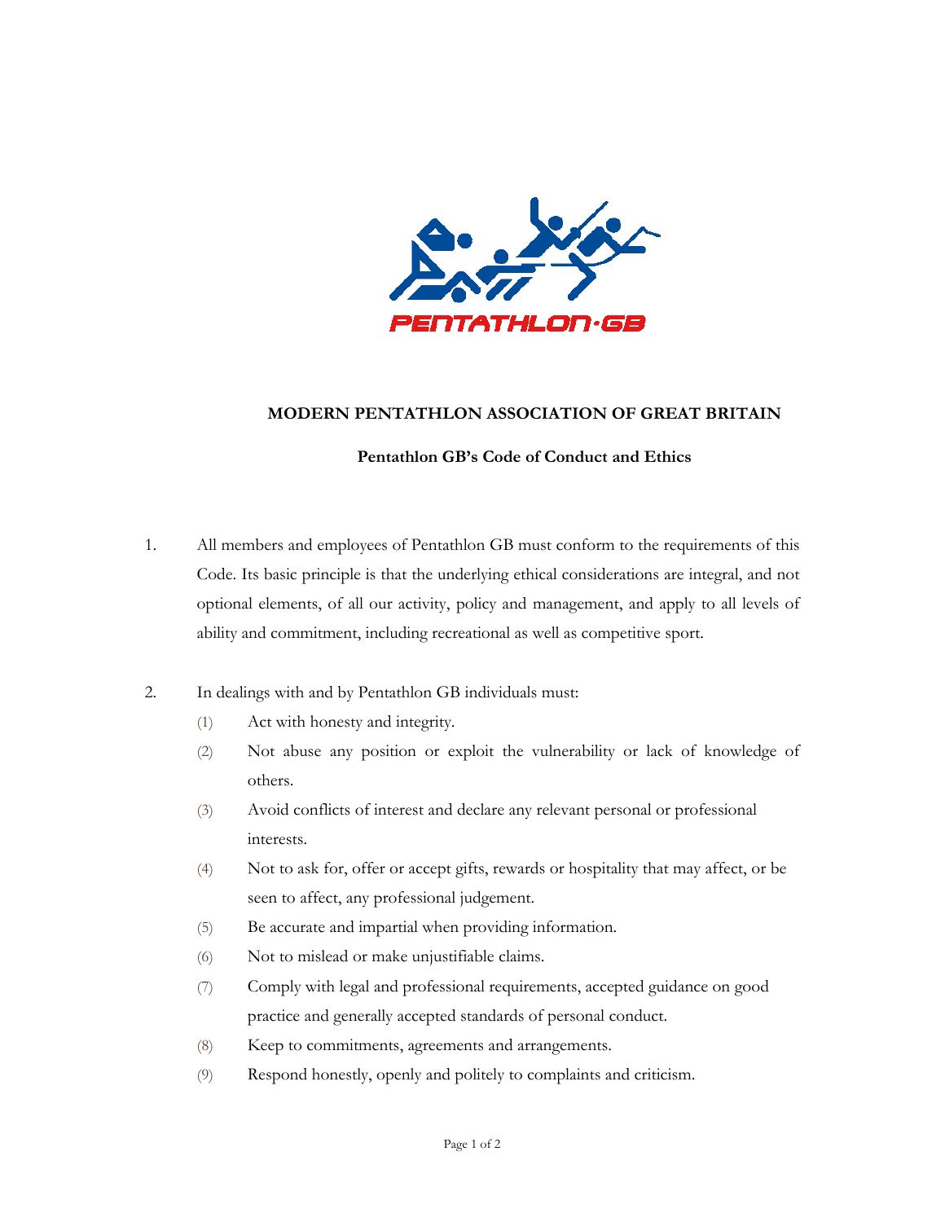# MODERN PENTATHLON ASSOCIATION OF GREAT BRITAIN

## Pentathlon GB's Code of Conduct and Ethics

1. All members and employees of Pentathlon GB must conform to the requirements of this Code. Its basic principle is that the underlying ethical considerations are integral, and not optional elements, of all our activity, policy and management, and apply to all levels of ability and commitment, including recreational as well as competitive sport.

2. In dealings with and by Pentathlon GB individuals must:
   (1) Act with honesty and integrity.
   (2) Not abuse any position or exploit the vulnerability or lack of knowledge of others.
   (3) Avoid conflicts of interest and declare any relevant personal or professional interests.
   (4) Not to ask for, offer or accept gifts, rewards or hospitality that may affect, or be seen to affect, any professional judgement.
   (5) Be accurate and impartial when providing information.
   (6) Not to mislead or make unjustifiable claims.
   (7) Comply with legal and professional requirements, accepted guidance on good practice and generally accepted standards of personal conduct.
   (8) Keep to commitments, agreements and arrangements.
   (9) Respond honestly, openly and politely to complaints and criticism.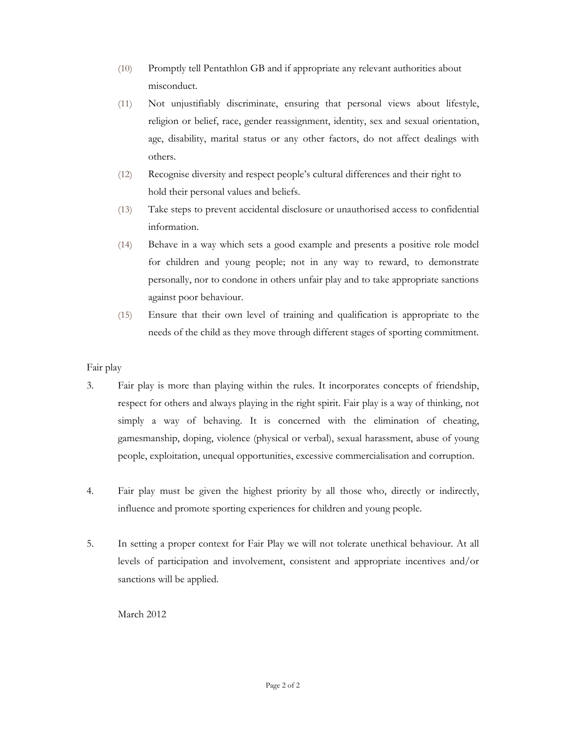(10) Promptly tell Pentathlon GB and if appropriate any relevant authorities about misconduct.

(11) Not unjustifiably discriminate, ensuring that personal views about lifestyle, religion or belief, race, gender reassignment, identity, sex and sexual orientation, age, disability, marital status or any other factors, do not affect dealings with others.

(12) Recognise diversity and respect people's cultural differences and their right to hold their personal values and beliefs.

(13) Take steps to prevent accidental disclosure or unauthorised access to confidential information.

(14) Behave in a way which sets a good example and presents a positive role model for children and young people; not in any way to reward, to demonstrate personally, nor to condone in others unfair play and to take appropriate sanctions against poor behaviour.

(15) Ensure that their own level of training and qualification is appropriate to the needs of the child as they move through different stages of sporting commitment.

Fair play

3. Fair play is more than playing within the rules. It incorporates concepts of friendship, respect for others and always playing in the right spirit. Fair play is a way of thinking, not simply a way of behaving. It is concerned with the elimination of cheating, gamesmanship, doping, violence (physical or verbal), sexual harassment, abuse of young people, exploitation, unequal opportunities, excessive commercialisation and corruption.

4. Fair play must be given the highest priority by all those who, directly or indirectly, influence and promote sporting experiences for children and young people.

5. In setting a proper context for Fair Play we will not tolerate unethical behaviour. At all levels of participation and involvement, consistent and appropriate incentives and/or sanctions will be applied.

March 2012